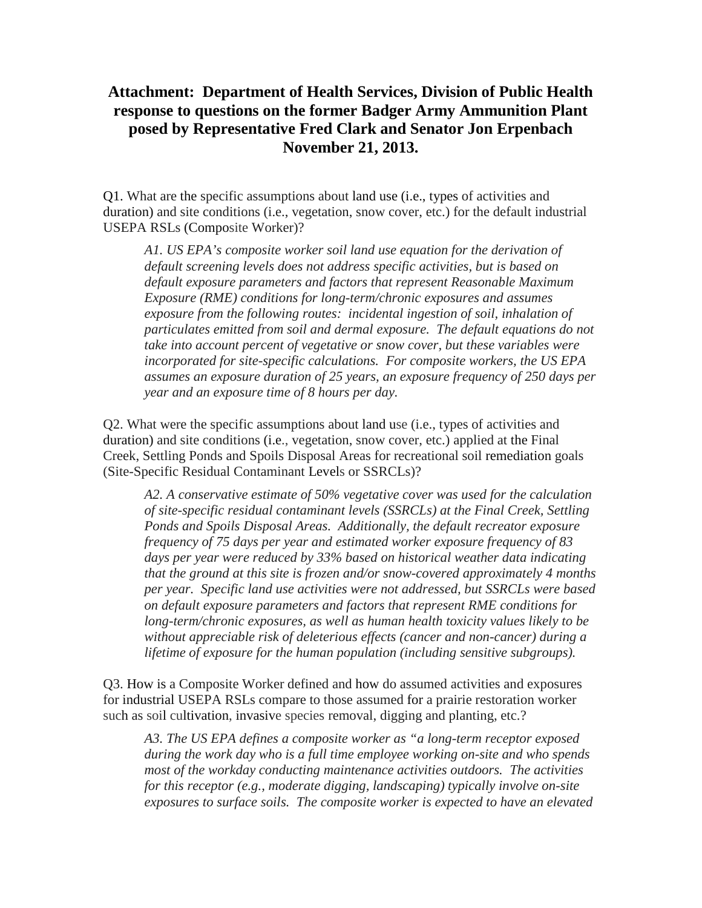# Attachment: Department of Health Services, Division of Public Health response to questions on the former Badger Army Ammunition Plant posed by Representative Fred Clark and Senator Jon Erpenbach November 21, 2013.

Q1. What are the specific assumptions about land use (i.e., types of activities and duration) and site conditions (i.e., vegetation, snow cover, etc.) for the default industrial USEPA RSLs (Composite Worker)?

> *A1. US EPA's composite worker soil land use equation for the derivation of default screening levels does not address specific activities, but is based on default exposure parameters and factors that represent Reasonable Maximum Exposure (RME) conditions for long-term/chronic exposures and assumes exposure from the following routes: incidental ingestion of soil, inhalation of particulates emitted from soil and dermal exposure. The default equations do not take into account percent of vegetative or snow cover, but these variables were incorporated for site-specific calculations. For composite workers, the US EPA assumes an exposure duration of 25 years, an exposure frequency of 250 days per year and an exposure time of 8 hours per day.*

Q2. What were the specific assumptions about land use (i.e., types of activities and duration) and site conditions (i.e., vegetation, snow cover, etc.) applied at the Final Creek, Settling Ponds and Spoils Disposal Areas for recreational soil remediation goals (Site-Specific Residual Contaminant Levels or SSRCLs)?

> *A2. A conservative estimate of 50% vegetative cover was used for the calculation of site-specific residual contaminant levels (SSRCLs) at the Final Creek, Settling Ponds and Spoils Disposal Areas. Additionally, the default recreator exposure frequency of 75 days per year and estimated worker exposure frequency of 83 days per year were reduced by 33% based on historical weather data indicating that the ground at this site is frozen and/or snow-covered approximately 4 months per year. Specific land use activities were not addressed, but SSRCLs were based on default exposure parameters and factors that represent RME conditions for long-term/chronic exposures, as well as human health toxicity values likely to be without appreciable risk of deleterious effects (cancer and non-cancer) during a lifetime of exposure for the human population (including sensitive subgroups).*

Q3. How is a Composite Worker defined and how do assumed activities and exposures for industrial USEPA RSLs compare to those assumed for a prairie restoration worker such as soil cultivation, invasive species removal, digging and planting, etc.?

> *A3. The US EPA defines a composite worker as "a long-term receptor exposed during the work day who is a full time employee working on-site and who spends most of the workday conducting maintenance activities outdoors. The activities for this receptor (e.g., moderate digging, landscaping) typically involve on-site exposures to surface soils. The composite worker is expected to have an elevated*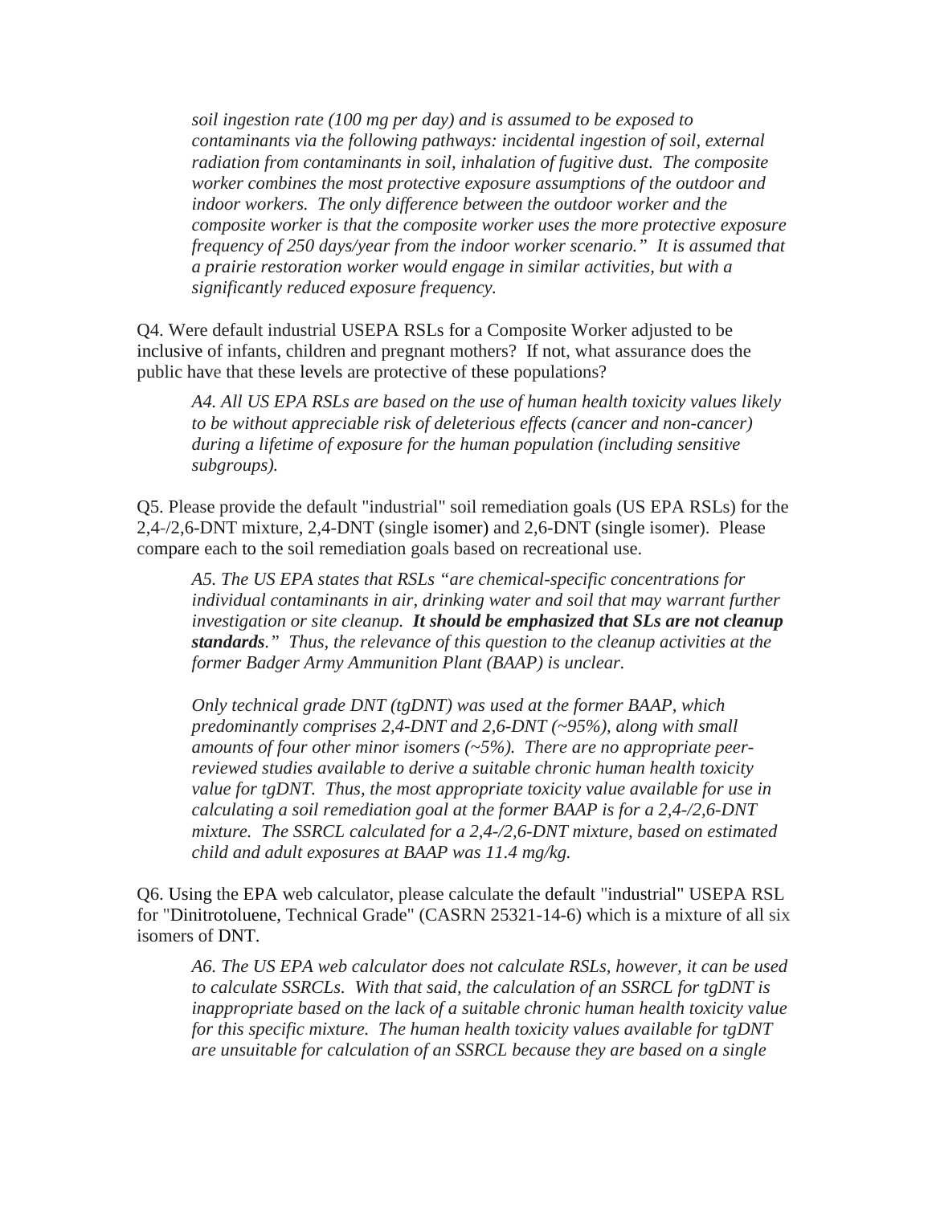*soil ingestion rate (100 mg per day) and is assumed to be exposed to contaminants via the following pathways: incidental ingestion of soil, external radiation from contaminants in soil, inhalation of fugitive dust. The composite worker combines the most protective exposure assumptions of the outdoor and indoor workers. The only difference between the outdoor worker and the composite worker is that the composite worker uses the more protective exposure frequency of 250 days/year from the indoor worker scenario." It is assumed that a prairie restoration worker would engage in similar activities, but with a significantly reduced exposure frequency.*

Q4. Were default industrial USEPA RSLs for a Composite Worker adjusted to be inclusive of infants, children and pregnant mothers? If not, what assurance does the public have that these levels are protective of these populations?

*A4. All US EPA RSLs are based on the use of human health toxicity values likely to be without appreciable risk of deleterious effects (cancer and non-cancer) during a lifetime of exposure for the human population (including sensitive subgroups).*

Q5. Please provide the default "industrial" soil remediation goals (US EPA RSLs) for the 2,4-/2,6-DNT mixture, 2,4-DNT (single isomer) and 2,6-DNT (single isomer). Please compare each to the soil remediation goals based on recreational use.

*A5. The US EPA states that RSLs "are chemical-specific concentrations for individual contaminants in air, drinking water and soil that may warrant further investigation or site cleanup.* ***It should be emphasized that SLs are not cleanup standards****." Thus, the relevance of this question to the cleanup activities at the former Badger Army Ammunition Plant (BAAP) is unclear.*

*Only technical grade DNT (tgDNT) was used at the former BAAP, which predominantly comprises 2,4-DNT and 2,6-DNT (~95%), along with small amounts of four other minor isomers (~5%). There are no appropriate peer-reviewed studies available to derive a suitable chronic human health toxicity value for tgDNT. Thus, the most appropriate toxicity value available for use in calculating a soil remediation goal at the former BAAP is for a 2,4-/2,6-DNT mixture. The SSRCL calculated for a 2,4-/2,6-DNT mixture, based on estimated child and adult exposures at BAAP was 11.4 mg/kg.*

Q6. Using the EPA web calculator, please calculate the default "industrial" USEPA RSL for "Dinitrotoluene, Technical Grade" (CASRN 25321-14-6) which is a mixture of all six isomers of DNT.

*A6. The US EPA web calculator does not calculate RSLs, however, it can be used to calculate SSRCLs. With that said, the calculation of an SSRCL for tgDNT is inappropriate based on the lack of a suitable chronic human health toxicity value for this specific mixture. The human health toxicity values available for tgDNT are unsuitable for calculation of an SSRCL because they are based on a single*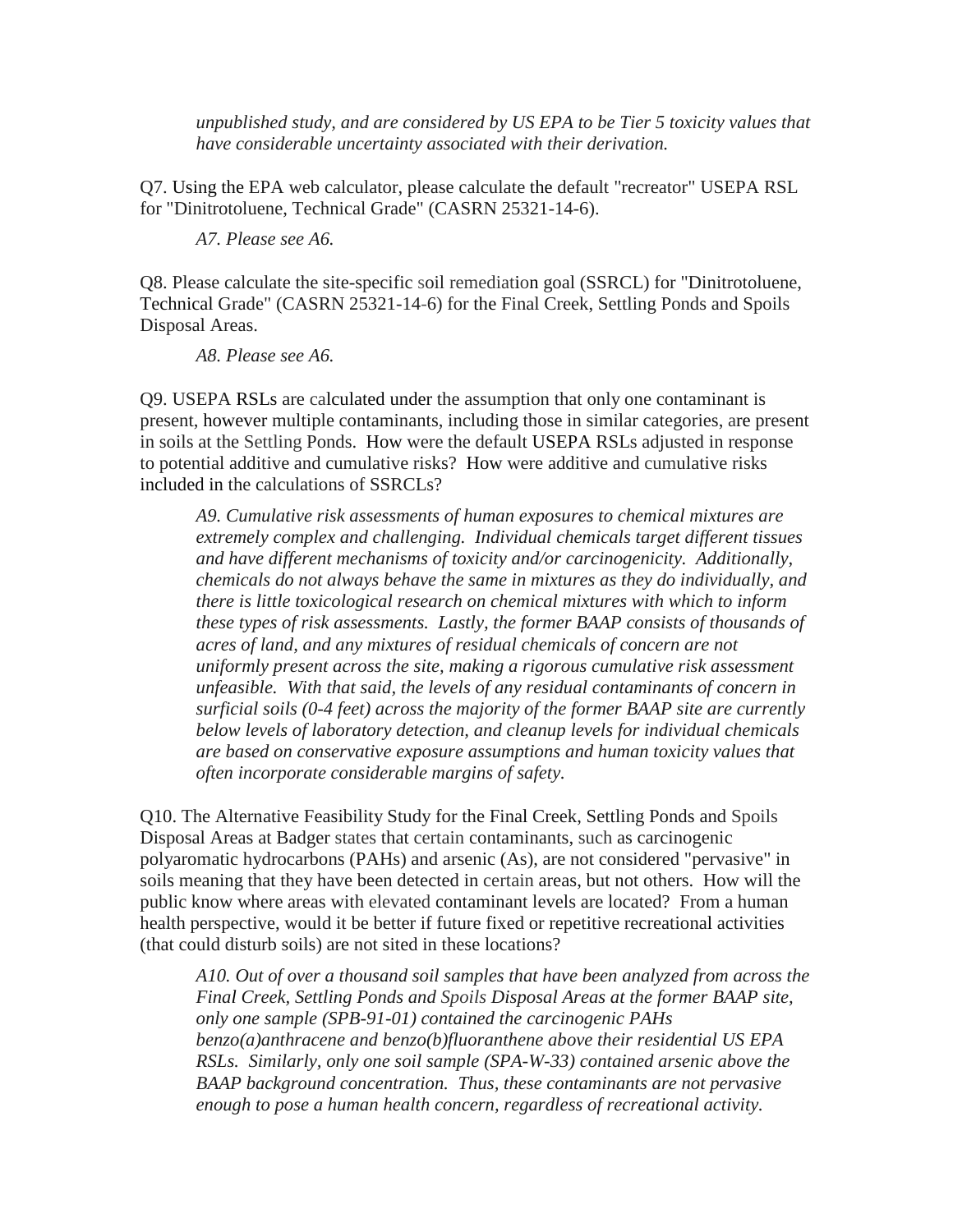*unpublished study, and are considered by US EPA to be Tier 5 toxicity values that have considerable uncertainty associated with their derivation.*

Q7. Using the EPA web calculator, please calculate the default "recreator" USEPA RSL for "Dinitrotoluene, Technical Grade" (CASRN 25321-14-6).

*A7. Please see A6.*

Q8. Please calculate the site-specific soil remediation goal (SSRCL) for "Dinitrotoluene, Technical Grade" (CASRN 25321-14-6) for the Final Creek, Settling Ponds and Spoils Disposal Areas.

*A8. Please see A6.*

Q9. USEPA RSLs are calculated under the assumption that only one contaminant is present, however multiple contaminants, including those in similar categories, are present in soils at the Settling Ponds. How were the default USEPA RSLs adjusted in response to potential additive and cumulative risks? How were additive and cumulative risks included in the calculations of SSRCLs?

*A9. Cumulative risk assessments of human exposures to chemical mixtures are extremely complex and challenging. Individual chemicals target different tissues and have different mechanisms of toxicity and/or carcinogenicity. Additionally, chemicals do not always behave the same in mixtures as they do individually, and there is little toxicological research on chemical mixtures with which to inform these types of risk assessments. Lastly, the former BAAP consists of thousands of acres of land, and any mixtures of residual chemicals of concern are not uniformly present across the site, making a rigorous cumulative risk assessment unfeasible. With that said, the levels of any residual contaminants of concern in surficial soils (0-4 feet) across the majority of the former BAAP site are currently below levels of laboratory detection, and cleanup levels for individual chemicals are based on conservative exposure assumptions and human toxicity values that often incorporate considerable margins of safety.*

Q10. The Alternative Feasibility Study for the Final Creek, Settling Ponds and Spoils Disposal Areas at Badger states that certain contaminants, such as carcinogenic polyaromatic hydrocarbons (PAHs) and arsenic (As), are not considered "pervasive" in soils meaning that they have been detected in certain areas, but not others. How will the public know where areas with elevated contaminant levels are located? From a human health perspective, would it be better if future fixed or repetitive recreational activities (that could disturb soils) are not sited in these locations?

*A10. Out of over a thousand soil samples that have been analyzed from across the Final Creek, Settling Ponds and Spoils Disposal Areas at the former BAAP site, only one sample (SPB-91-01) contained the carcinogenic PAHs benzo(a)anthracene and benzo(b)fluoranthene above their residential US EPA RSLs. Similarly, only one soil sample (SPA-W-33) contained arsenic above the BAAP background concentration. Thus, these contaminants are not pervasive enough to pose a human health concern, regardless of recreational activity.*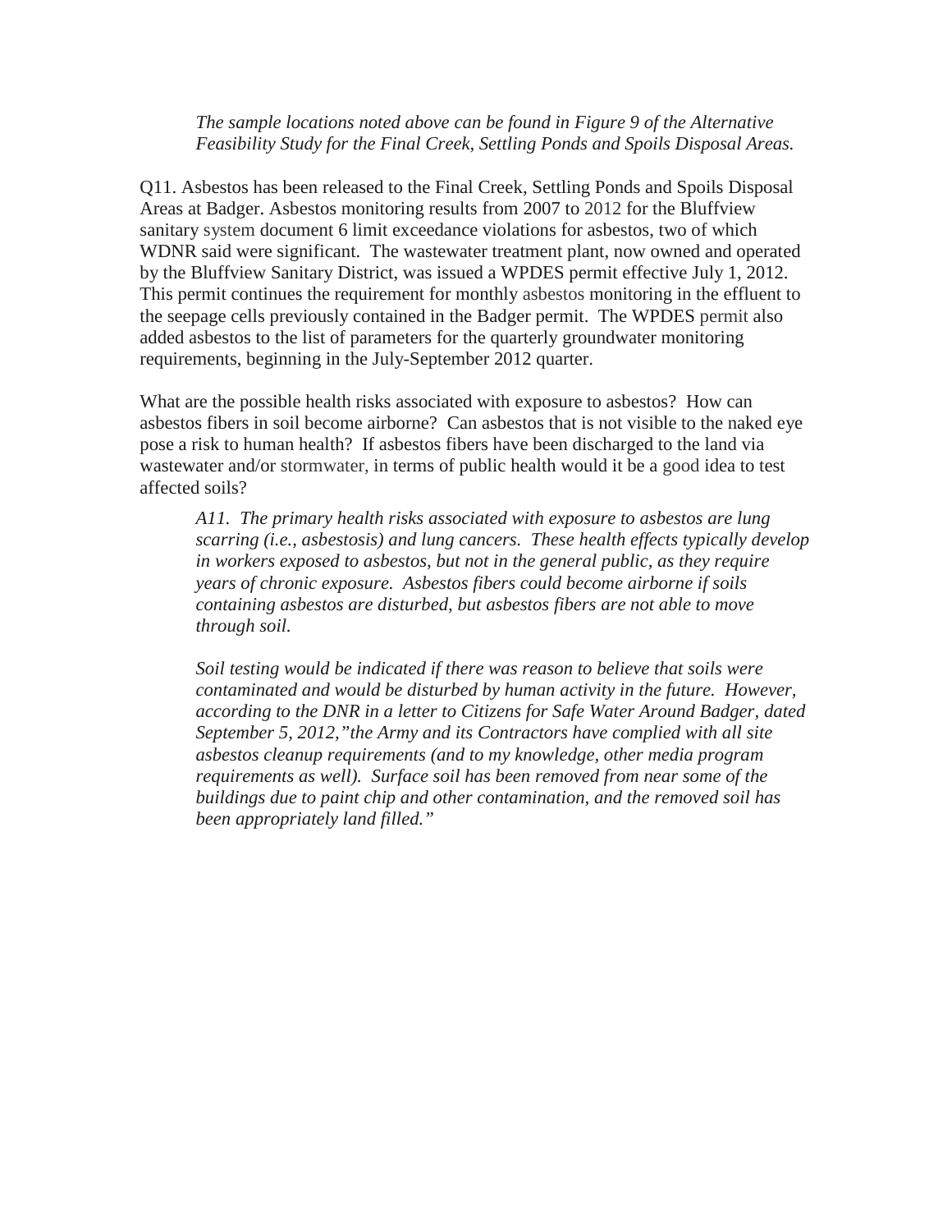*The sample locations noted above can be found in Figure 9 of the Alternative Feasibility Study for the Final Creek, Settling Ponds and Spoils Disposal Areas.*

Q11. Asbestos has been released to the Final Creek, Settling Ponds and Spoils Disposal Areas at Badger. Asbestos monitoring results from 2007 to 2012 for the Bluffview sanitary system document 6 limit exceedance violations for asbestos, two of which WDNR said were significant. The wastewater treatment plant, now owned and operated by the Bluffview Sanitary District, was issued a WPDES permit effective July 1, 2012. This permit continues the requirement for monthly asbestos monitoring in the effluent to the seepage cells previously contained in the Badger permit. The WPDES permit also added asbestos to the list of parameters for the quarterly groundwater monitoring requirements, beginning in the July-September 2012 quarter.

What are the possible health risks associated with exposure to asbestos? How can asbestos fibers in soil become airborne? Can asbestos that is not visible to the naked eye pose a risk to human health? If asbestos fibers have been discharged to the land via wastewater and/or stormwater, in terms of public health would it be a good idea to test affected soils?

*A11. The primary health risks associated with exposure to asbestos are lung scarring (i.e., asbestosis) and lung cancers. These health effects typically develop in workers exposed to asbestos, but not in the general public, as they require years of chronic exposure. Asbestos fibers could become airborne if soils containing asbestos are disturbed, but asbestos fibers are not able to move through soil.*

*Soil testing would be indicated if there was reason to believe that soils were contaminated and would be disturbed by human activity in the future. However, according to the DNR in a letter to Citizens for Safe Water Around Badger, dated September 5, 2012,"the Army and its Contractors have complied with all site asbestos cleanup requirements (and to my knowledge, other media program requirements as well). Surface soil has been removed from near some of the buildings due to paint chip and other contamination, and the removed soil has been appropriately land filled."*